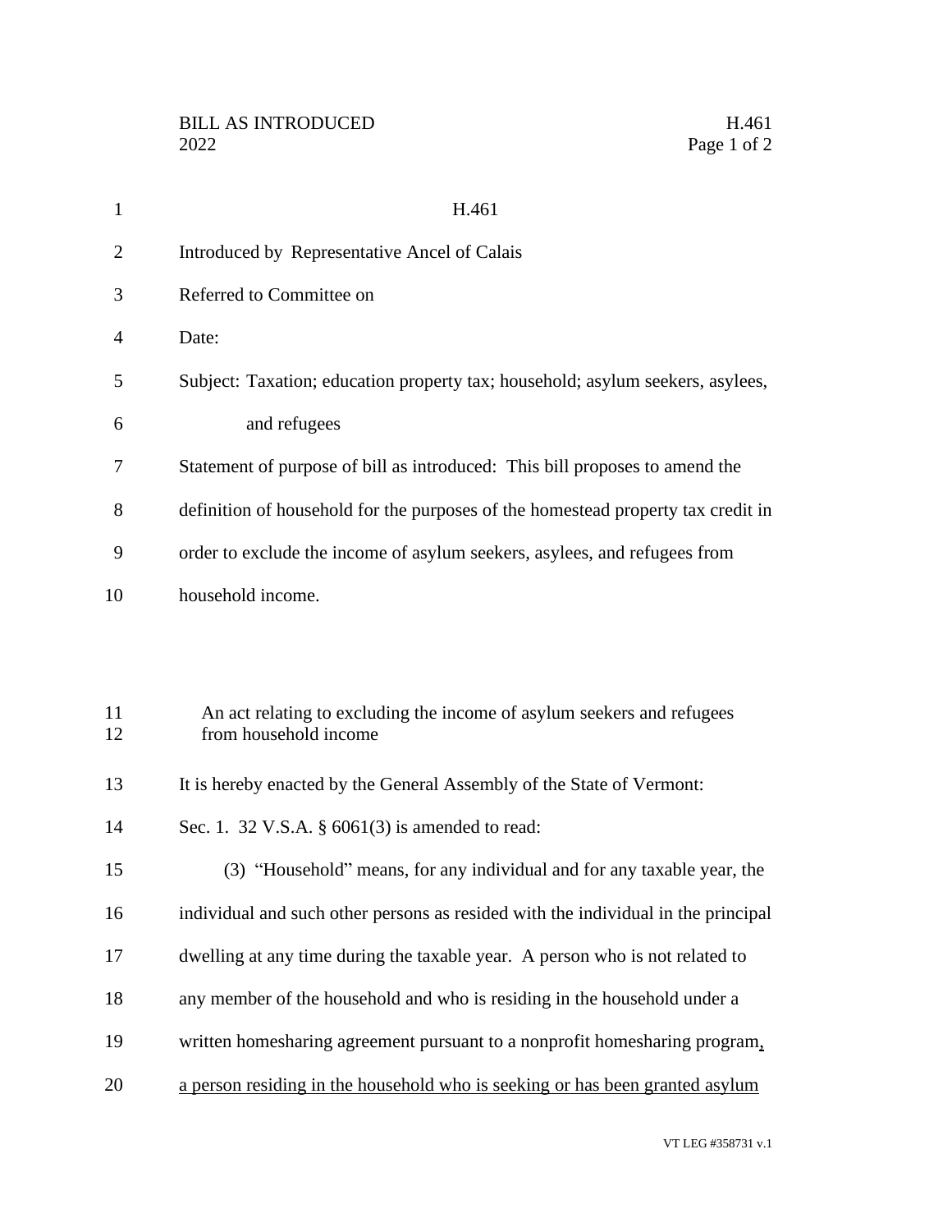# H.461

Introduced by Representative Ancel of Calais

Referred to Committee on

Date:

Subject: Taxation; education property tax; household; asylum seekers, asylees, and refugees

Statement of purpose of bill as introduced: This bill proposes to amend the definition of household for the purposes of the homestead property tax credit in order to exclude the income of asylum seekers, asylees, and refugees from household income.

An act relating to excluding the income of asylum seekers and refugees from household income

It is hereby enacted by the General Assembly of the State of Vermont:

Sec. 1. 32 V.S.A. § 6061(3) is amended to read:

(3) "Household" means, for any individual and for any taxable year, the individual and such other persons as resided with the individual in the principal dwelling at any time during the taxable year. A person who is not related to any member of the household and who is residing in the household under a written homesharing agreement pursuant to a nonprofit homesharing program<u>,</u> <u>a person residing in the household who is seeking or has been granted asylum</u>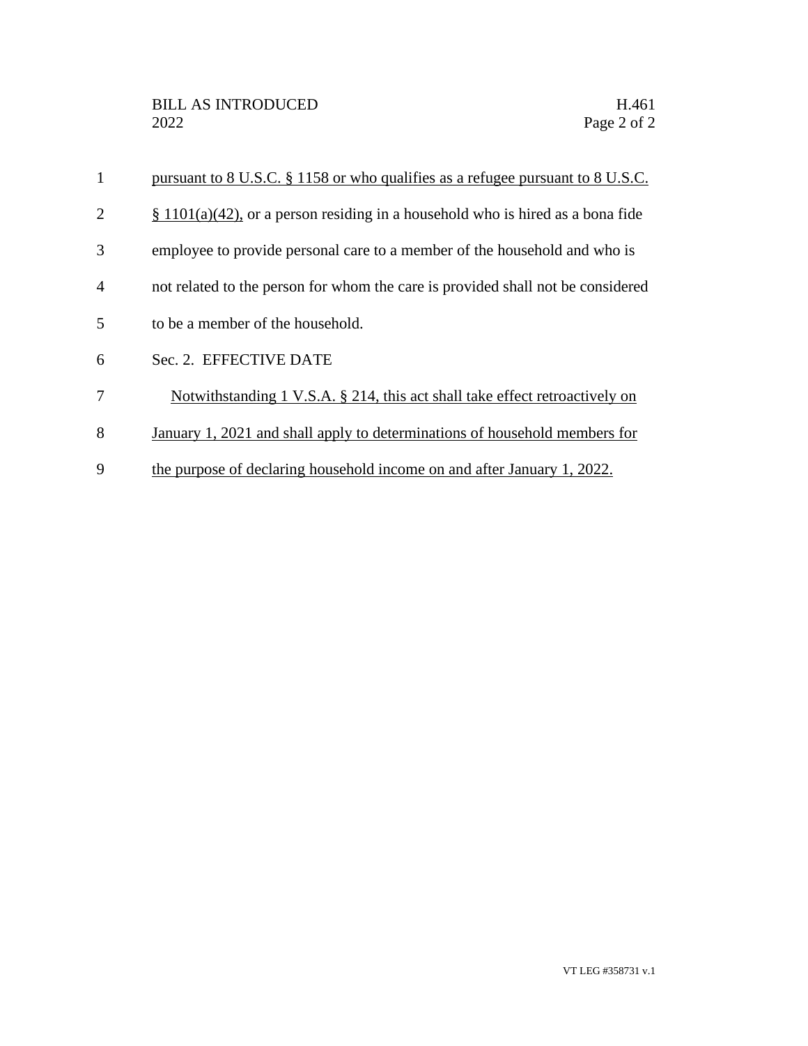pursuant to 8 U.S.C. § 1158 or who qualifies as a refugee pursuant to 8 U.S.C. § 1101(a)(42), or a person residing in a household who is hired as a bona fide employee to provide personal care to a member of the household and who is not related to the person for whom the care is provided shall not be considered to be a member of the household.

Sec. 2. EFFECTIVE DATE

Notwithstanding 1 V.S.A. § 214, this act shall take effect retroactively on January 1, 2021 and shall apply to determinations of household members for the purpose of declaring household income on and after January 1, 2022.